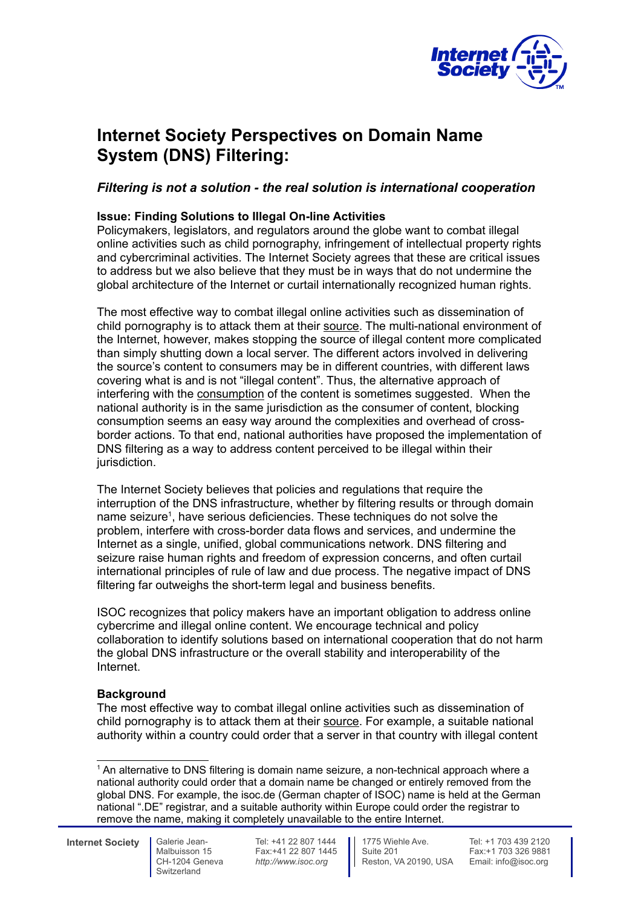# Internet Society Perspectives on Domain Name System (DNS) Filtering:

## *Filtering is not a solution - the real solution is international cooperation*

### Issue: Finding Solutions to Illegal On-line Activities

Policymakers, legislators, and regulators around the globe want to combat illegal online activities such as child pornography, infringement of intellectual property rights and cybercriminal activities. The Internet Society agrees that these are critical issues to address but we also believe that they must be in ways that do not undermine the global architecture of the Internet or curtail internationally recognized human rights.

The most effective way to combat illegal online activities such as dissemination of child pornography is to attack them at their source. The multi-national environment of the Internet, however, makes stopping the source of illegal content more complicated than simply shutting down a local server. The different actors involved in delivering the source's content to consumers may be in different countries, with different laws covering what is and is not "illegal content". Thus, the alternative approach of interfering with the consumption of the content is sometimes suggested. When the national authority is in the same jurisdiction as the consumer of content, blocking consumption seems an easy way around the complexities and overhead of cross-border actions. To that end, national authorities have proposed the implementation of DNS filtering as a way to address content perceived to be illegal within their jurisdiction.

The Internet Society believes that policies and regulations that require the interruption of the DNS infrastructure, whether by filtering results or through domain name seizure[1], have serious deficiencies. These techniques do not solve the problem, interfere with cross-border data flows and services, and undermine the Internet as a single, unified, global communications network. DNS filtering and seizure raise human rights and freedom of expression concerns, and often curtail international principles of rule of law and due process. The negative impact of DNS filtering far outweighs the short-term legal and business benefits.

ISOC recognizes that policy makers have an important obligation to address online cybercrime and illegal online content. We encourage technical and policy collaboration to identify solutions based on international cooperation that do not harm the global DNS infrastructure or the overall stability and interoperability of the Internet.

### Background

The most effective way to combat illegal online activities such as dissemination of child pornography is to attack them at their source. For example, a suitable national authority within a country could order that a server in that country with illegal content

---

[1] An alternative to DNS filtering is domain name seizure, a non-technical approach where a national authority could order that a domain name be changed or entirely removed from the global DNS. For example, the isoc.de (German chapter of ISOC) name is held at the German national ".DE" registrar, and a suitable authority within Europe could order the registrar to remove the name, making it completely unavailable to the entire Internet.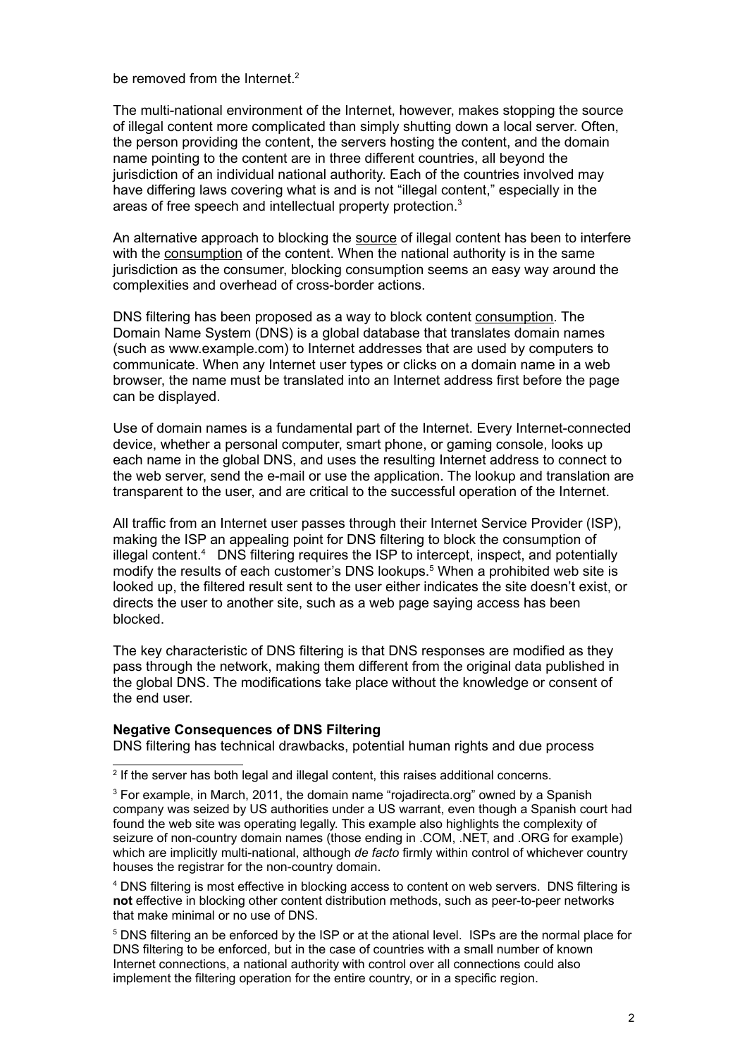be removed from the Internet.[2]

The multi-national environment of the Internet, however, makes stopping the source of illegal content more complicated than simply shutting down a local server. Often, the person providing the content, the servers hosting the content, and the domain name pointing to the content are in three different countries, all beyond the jurisdiction of an individual national authority. Each of the countries involved may have differing laws covering what is and is not "illegal content," especially in the areas of free speech and intellectual property protection.[3]

An alternative approach to blocking the source of illegal content has been to interfere with the consumption of the content. When the national authority is in the same jurisdiction as the consumer, blocking consumption seems an easy way around the complexities and overhead of cross-border actions.

DNS filtering has been proposed as a way to block content consumption. The Domain Name System (DNS) is a global database that translates domain names (such as www.example.com) to Internet addresses that are used by computers to communicate. When any Internet user types or clicks on a domain name in a web browser, the name must be translated into an Internet address first before the page can be displayed.

Use of domain names is a fundamental part of the Internet. Every Internet-connected device, whether a personal computer, smart phone, or gaming console, looks up each name in the global DNS, and uses the resulting Internet address to connect to the web server, send the e-mail or use the application. The lookup and translation are transparent to the user, and are critical to the successful operation of the Internet.

All traffic from an Internet user passes through their Internet Service Provider (ISP), making the ISP an appealing point for DNS filtering to block the consumption of illegal content.[4] DNS filtering requires the ISP to intercept, inspect, and potentially modify the results of each customer's DNS lookups.[5] When a prohibited web site is looked up, the filtered result sent to the user either indicates the site doesn't exist, or directs the user to another site, such as a web page saying access has been blocked.

The key characteristic of DNS filtering is that DNS responses are modified as they pass through the network, making them different from the original data published in the global DNS. The modifications take place without the knowledge or consent of the end user.

**Negative Consequences of DNS Filtering**

DNS filtering has technical drawbacks, potential human rights and due process

---

[2] If the server has both legal and illegal content, this raises additional concerns.

[3] For example, in March, 2011, the domain name "rojadirecta.org" owned by a Spanish company was seized by US authorities under a US warrant, even though a Spanish court had found the web site was operating legally. This example also highlights the complexity of seizure of non-country domain names (those ending in .COM, .NET, and .ORG for example) which are implicitly multi-national, although *de facto* firmly within control of whichever country houses the registrar for the non-country domain.

[4] DNS filtering is most effective in blocking access to content on web servers. DNS filtering is **not** effective in blocking other content distribution methods, such as peer-to-peer networks that make minimal or no use of DNS.

[5] DNS filtering an be enforced by the ISP or at the ational level. ISPs are the normal place for DNS filtering to be enforced, but in the case of countries with a small number of known Internet connections, a national authority with control over all connections could also implement the filtering operation for the entire country, or in a specific region.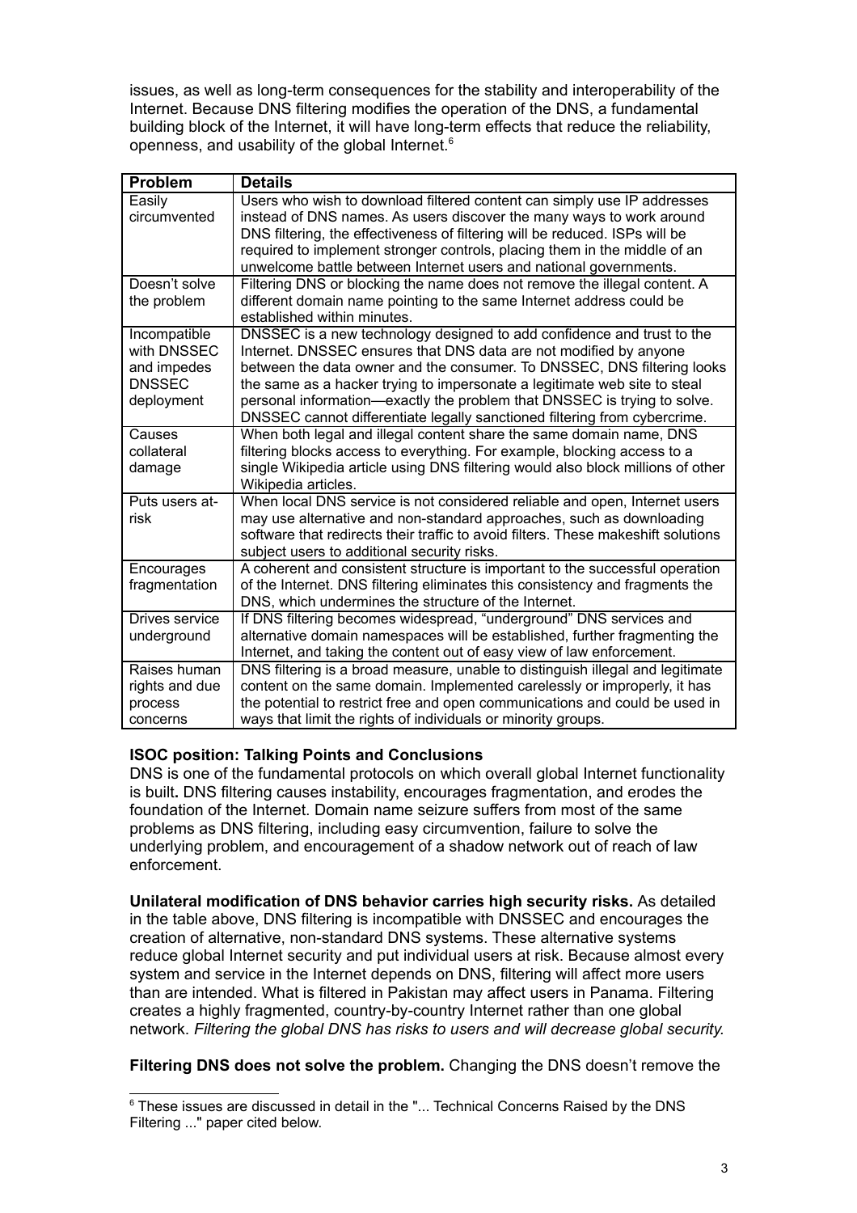issues, as well as long-term consequences for the stability and interoperability of the Internet. Because DNS filtering modifies the operation of the DNS, a fundamental building block of the Internet, it will have long-term effects that reduce the reliability, openness, and usability of the global Internet.[6]

| Problem | Details |
|---|---|
| Easily circumvented | Users who wish to download filtered content can simply use IP addresses instead of DNS names. As users discover the many ways to work around DNS filtering, the effectiveness of filtering will be reduced. ISPs will be required to implement stronger controls, placing them in the middle of an unwelcome battle between Internet users and national governments. |
| Doesn't solve the problem | Filtering DNS or blocking the name does not remove the illegal content. A different domain name pointing to the same Internet address could be established within minutes. |
| Incompatible with DNSSEC and impedes DNSSEC deployment | DNSSEC is a new technology designed to add confidence and trust to the Internet. DNSSEC ensures that DNS data are not modified by anyone between the data owner and the consumer. To DNSSEC, DNS filtering looks the same as a hacker trying to impersonate a legitimate web site to steal personal information—exactly the problem that DNSSEC is trying to solve. DNSSEC cannot differentiate legally sanctioned filtering from cybercrime. |
| Causes collateral damage | When both legal and illegal content share the same domain name, DNS filtering blocks access to everything. For example, blocking access to a single Wikipedia article using DNS filtering would also block millions of other Wikipedia articles. |
| Puts users at-risk | When local DNS service is not considered reliable and open, Internet users may use alternative and non-standard approaches, such as downloading software that redirects their traffic to avoid filters. These makeshift solutions subject users to additional security risks. |
| Encourages fragmentation | A coherent and consistent structure is important to the successful operation of the Internet. DNS filtering eliminates this consistency and fragments the DNS, which undermines the structure of the Internet. |
| Drives service underground | If DNS filtering becomes widespread, "underground" DNS services and alternative domain namespaces will be established, further fragmenting the Internet, and taking the content out of easy view of law enforcement. |
| Raises human rights and due process concerns | DNS filtering is a broad measure, unable to distinguish illegal and legitimate content on the same domain. Implemented carelessly or improperly, it has the potential to restrict free and open communications and could be used in ways that limit the rights of individuals or minority groups. |

**ISOC position: Talking Points and Conclusions**

DNS is one of the fundamental protocols on which overall global Internet functionality is built**.** DNS filtering causes instability, encourages fragmentation, and erodes the foundation of the Internet. Domain name seizure suffers from most of the same problems as DNS filtering, including easy circumvention, failure to solve the underlying problem, and encouragement of a shadow network out of reach of law enforcement.

**Unilateral modification of DNS behavior carries high security risks.** As detailed in the table above, DNS filtering is incompatible with DNSSEC and encourages the creation of alternative, non-standard DNS systems. These alternative systems reduce global Internet security and put individual users at risk. Because almost every system and service in the Internet depends on DNS, filtering will affect more users than are intended. What is filtered in Pakistan may affect users in Panama. Filtering creates a highly fragmented, country-by-country Internet rather than one global network. *Filtering the global DNS has risks to users and will decrease global security.*

**Filtering DNS does not solve the problem.** Changing the DNS doesn't remove the

---

[6] These issues are discussed in detail in the "... Technical Concerns Raised by the DNS Filtering ..." paper cited below.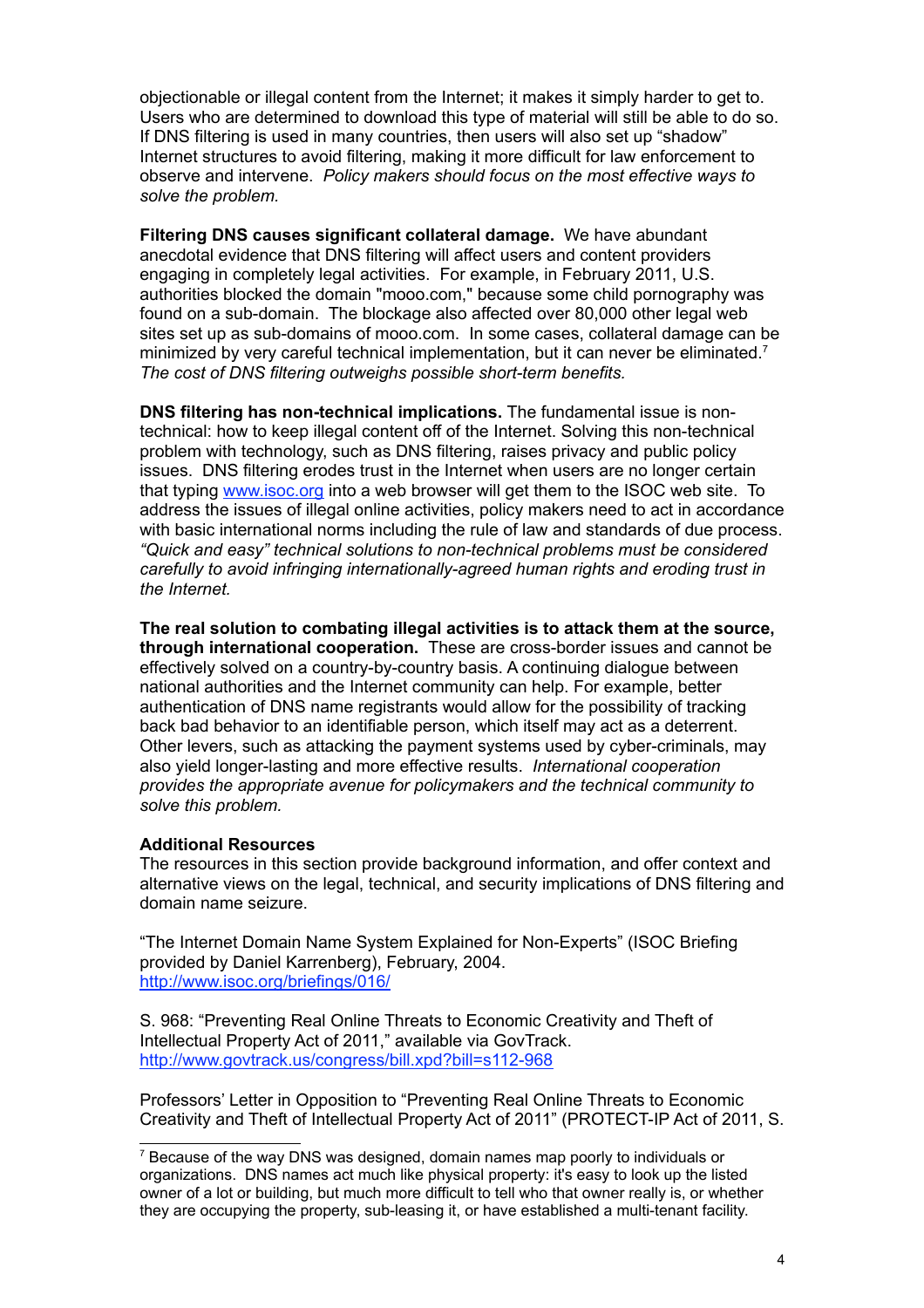objectionable or illegal content from the Internet; it makes it simply harder to get to. Users who are determined to download this type of material will still be able to do so. If DNS filtering is used in many countries, then users will also set up "shadow" Internet structures to avoid filtering, making it more difficult for law enforcement to observe and intervene. *Policy makers should focus on the most effective ways to solve the problem.*

**Filtering DNS causes significant collateral damage.** We have abundant anecdotal evidence that DNS filtering will affect users and content providers engaging in completely legal activities. For example, in February 2011, U.S. authorities blocked the domain "mooo.com," because some child pornography was found on a sub-domain. The blockage also affected over 80,000 other legal web sites set up as sub-domains of mooo.com. In some cases, collateral damage can be minimized by very careful technical implementation, but it can never be eliminated.[7] *The cost of DNS filtering outweighs possible short-term benefits.*

**DNS filtering has non-technical implications.** The fundamental issue is non-technical: how to keep illegal content off of the Internet. Solving this non-technical problem with technology, such as DNS filtering, raises privacy and public policy issues. DNS filtering erodes trust in the Internet when users are no longer certain that typing www.isoc.org into a web browser will get them to the ISOC web site. To address the issues of illegal online activities, policy makers need to act in accordance with basic international norms including the rule of law and standards of due process. *"Quick and easy" technical solutions to non-technical problems must be considered carefully to avoid infringing internationally-agreed human rights and eroding trust in the Internet.*

**The real solution to combating illegal activities is to attack them at the source, through international cooperation.** These are cross-border issues and cannot be effectively solved on a country-by-country basis. A continuing dialogue between national authorities and the Internet community can help. For example, better authentication of DNS name registrants would allow for the possibility of tracking back bad behavior to an identifiable person, which itself may act as a deterrent. Other levers, such as attacking the payment systems used by cyber-criminals, may also yield longer-lasting and more effective results. *International cooperation provides the appropriate avenue for policymakers and the technical community to solve this problem.*

**Additional Resources**

The resources in this section provide background information, and offer context and alternative views on the legal, technical, and security implications of DNS filtering and domain name seizure.

"The Internet Domain Name System Explained for Non-Experts" (ISOC Briefing provided by Daniel Karrenberg), February, 2004.
http://www.isoc.org/briefings/016/

S. 968: "Preventing Real Online Threats to Economic Creativity and Theft of Intellectual Property Act of 2011," available via GovTrack.
http://www.govtrack.us/congress/bill.xpd?bill=s112-968

Professors' Letter in Opposition to "Preventing Real Online Threats to Economic Creativity and Theft of Intellectual Property Act of 2011" (PROTECT-IP Act of 2011, S.

---

[7] Because of the way DNS was designed, domain names map poorly to individuals or organizations. DNS names act much like physical property: it's easy to look up the listed owner of a lot or building, but much more difficult to tell who that owner really is, or whether they are occupying the property, sub-leasing it, or have established a multi-tenant facility.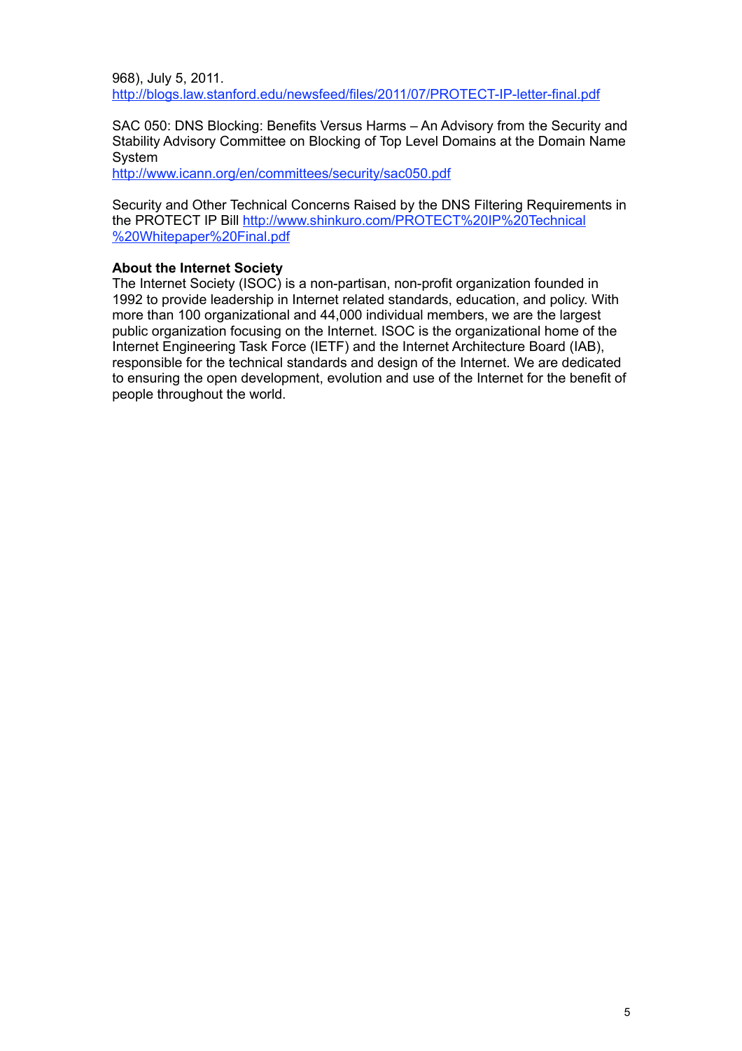968), July 5, 2011.
http://blogs.law.stanford.edu/newsfeed/files/2011/07/PROTECT-IP-letter-final.pdf

SAC 050: DNS Blocking: Benefits Versus Harms – An Advisory from the Security and Stability Advisory Committee on Blocking of Top Level Domains at the Domain Name System
http://www.icann.org/en/committees/security/sac050.pdf

Security and Other Technical Concerns Raised by the DNS Filtering Requirements in the PROTECT IP Bill http://www.shinkuro.com/PROTECT%20IP%20Technical%20Whitepaper%20Final.pdf

**About the Internet Society**
The Internet Society (ISOC) is a non-partisan, non-profit organization founded in 1992 to provide leadership in Internet related standards, education, and policy. With more than 100 organizational and 44,000 individual members, we are the largest public organization focusing on the Internet. ISOC is the organizational home of the Internet Engineering Task Force (IETF) and the Internet Architecture Board (IAB), responsible for the technical standards and design of the Internet. We are dedicated to ensuring the open development, evolution and use of the Internet for the benefit of people throughout the world.